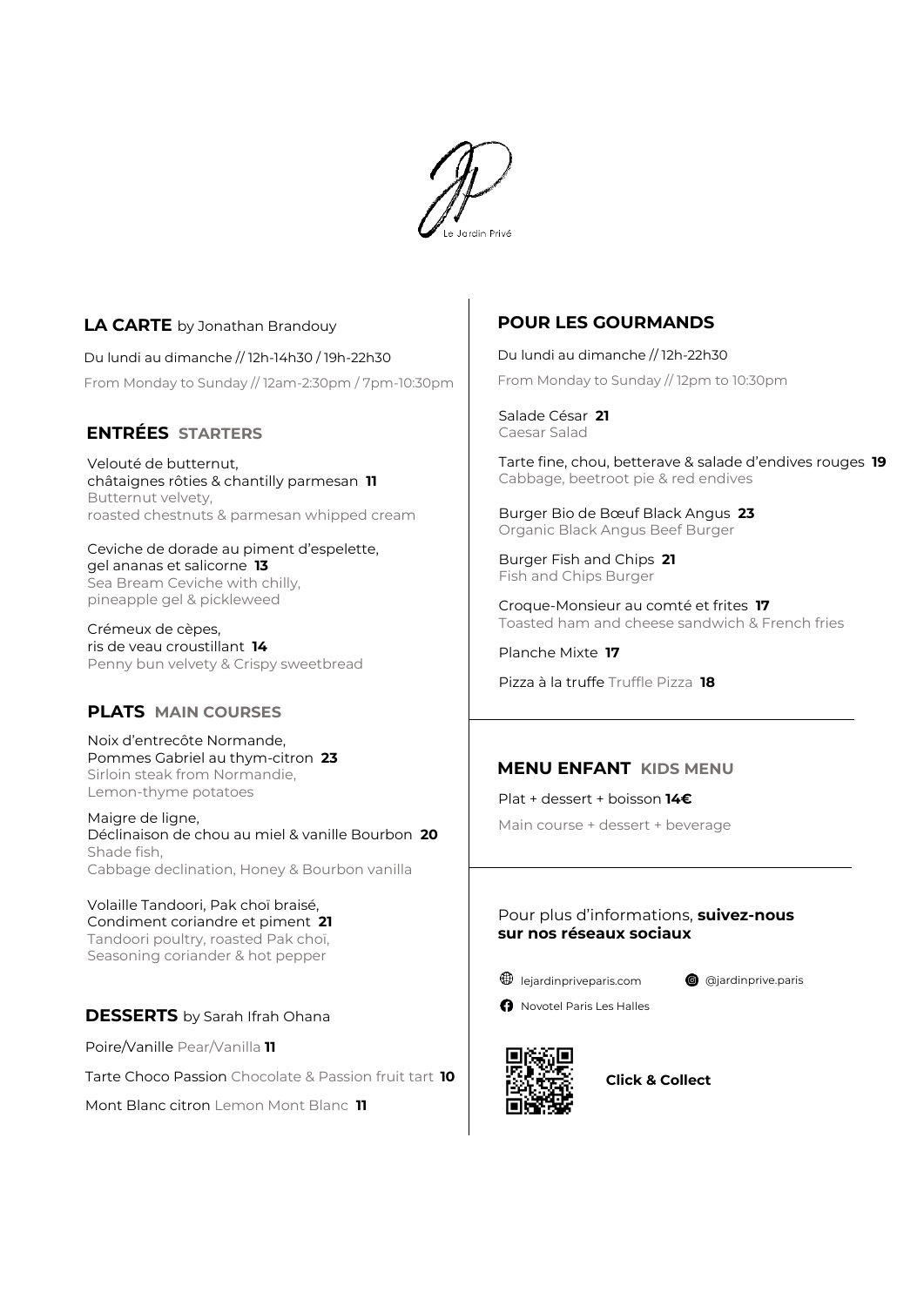Le Jardin Privé

## LA CARTE by Jonathan Brandouy

Du lundi au dimanche // 12h-14h30 / 19h-22h30

From Monday to Sunday // 12am-2:30pm / 7pm-10:30pm

### ENTRÉES STARTERS

Velouté de butternut,
châtaignes rôties & chantilly parmesan **11**
Butternut velvety,
roasted chestnuts & parmesan whipped cream

Ceviche de dorade au piment d'espelette,
gel ananas et salicorne **13**
Sea Bream Ceviche with chilly,
pineapple gel & pickleweed

Crémeux de cèpes,
ris de veau croustillant **14**
Penny bun velvety & Crispy sweetbread

### PLATS MAIN COURSES

Noix d'entrecôte Normande,
Pommes Gabriel au thym-citron **23**
Sirloin steak from Normandie,
Lemon-thyme potatoes

Maigre de ligne,
Déclinaison de chou au miel & vanille Bourbon **20**
Shade fish,
Cabbage declination, Honey & Bourbon vanilla

Volaille Tandoori, Pak choï braisé,
Condiment coriandre et piment **21**
Tandoori poultry, roasted Pak choï,
Seasoning coriander & hot pepper

### DESSERTS by Sarah Ifrah Ohana

Poire/Vanille Pear/Vanilla **11**

Tarte Choco Passion Chocolate & Passion fruit tart **10**

Mont Blanc citron Lemon Mont Blanc **11**

## POUR LES GOURMANDS

Du lundi au dimanche // 12h-22h30

From Monday to Sunday // 12pm to 10:30pm

Salade César **21**
Caesar Salad

Tarte fine, chou, betterave & salade d'endives rouges **19**
Cabbage, beetroot pie & red endives

Burger Bio de Bœuf Black Angus **23**
Organic Black Angus Beef Burger

Burger Fish and Chips **21**
Fish and Chips Burger

Croque-Monsieur au comté et frites **17**
Toasted ham and cheese sandwich & French fries

Planche Mixte **17**

Pizza à la truffe Truffle Pizza **18**

## MENU ENFANT KIDS MENU

Plat + dessert + boisson **14€**

Main course + dessert + beverage

Pour plus d'informations, **suivez-nous sur nos réseaux sociaux**

lejardinpriveparis.com

@jardinprive.paris

Novotel Paris Les Halles

**Click & Collect**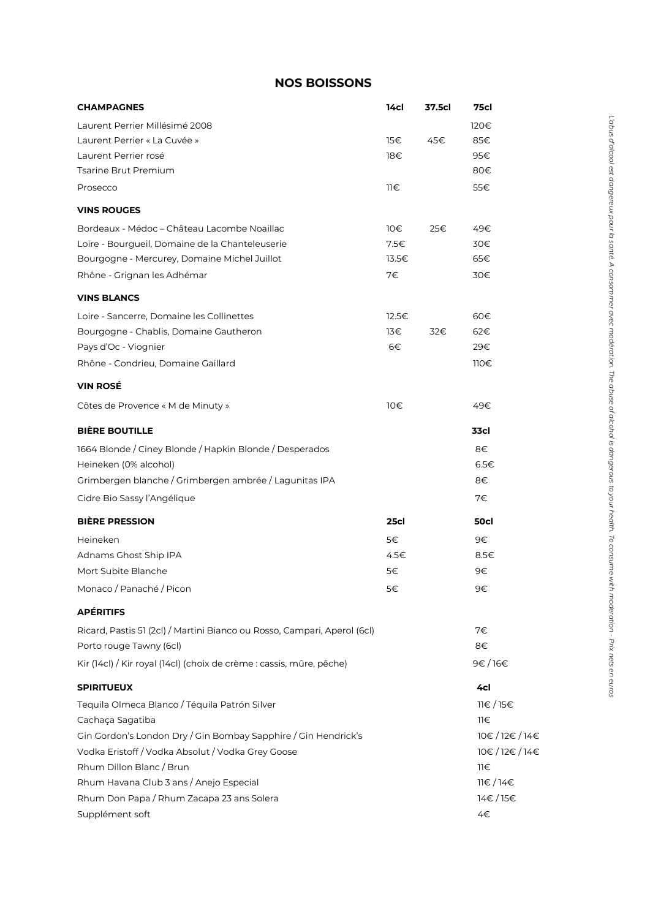# NOS BOISSONS

| CHAMPAGNES | 14cl | 37.5cl | 75cl |
|---|---|---|---|
| Laurent Perrier Millésimé 2008 | | | 120€ |
| Laurent Perrier « La Cuvée » | 15€ | 45€ | 85€ |
| Laurent Perrier rosé | 18€ | | 95€ |
| Tsarine Brut Premium | | | 80€ |
| Prosecco | 11€ | | 55€ |
| **VINS ROUGES** | | | |
| Bordeaux - Médoc – Château Lacombe Noaillac | 10€ | 25€ | 49€ |
| Loire - Bourgueil, Domaine de la Chanteleuserie | 7.5€ | | 30€ |
| Bourgogne - Mercurey, Domaine Michel Juillot | 13.5€ | | 65€ |
| Rhône - Grignan les Adhémar | 7€ | | 30€ |
| **VINS BLANCS** | | | |
| Loire - Sancerre, Domaine les Collinettes | 12.5€ | | 60€ |
| Bourgogne - Chablis, Domaine Gautheron | 13€ | 32€ | 62€ |
| Pays d'Oc - Viognier | 6€ | | 29€ |
| Rhône - Condrieu, Domaine Gaillard | | | 110€ |
| **VIN ROSÉ** | | | |
| Côtes de Provence « M de Minuty » | 10€ | | 49€ |

| BIÈRE BOUTILLE | 33cl |
|---|---|
| 1664 Blonde / Ciney Blonde / Hapkin Blonde / Desperados | 8€ |
| Heineken (0% alcohol) | 6.5€ |
| Grimbergen blanche / Grimbergen ambrée / Lagunitas IPA | 8€ |
| Cidre Bio Sassy l'Angélique | 7€ |

| BIÈRE PRESSION | 25cl | 50cl |
|---|---|---|
| Heineken | 5€ | 9€ |
| Adnams Ghost Ship IPA | 4.5€ | 8.5€ |
| Mort Subite Blanche | 5€ | 9€ |
| Monaco / Panaché / Picon | 5€ | 9€ |

| APÉRITIFS | |
|---|---|
| Ricard, Pastis 51 (2cl) / Martini Bianco ou Rosso, Campari, Aperol (6cl) | 7€ |
| Porto rouge Tawny (6cl) | 8€ |
| Kir (14cl) / Kir royal (14cl) (choix de crème : cassis, mûre, pêche) | 9€ / 16€ |

| SPIRITUEUX | 4cl |
|---|---|
| Tequila Olmeca Blanco / Téquila Patrón Silver | 11€ / 15€ |
| Cachaça Sagatiba | 11€ |
| Gin Gordon's London Dry / Gin Bombay Sapphire / Gin Hendrick's | 10€ / 12€ / 14€ |
| Vodka Eristoff / Vodka Absolut / Vodka Grey Goose | 10€ / 12€ / 14€ |
| Rhum Dillon Blanc / Brun | 11€ |
| Rhum Havana Club 3 ans / Anejo Especial | 11€ / 14€ |
| Rhum Don Papa / Rhum Zacapa 23 ans Solera | 14€ / 15€ |
| Supplément soft | 4€ |

*L'abus d'alcool est dangereux pour la santé. A consommer avec modération. The abuse of alcohol is dangerous to your health. To consume with moderation - Prix nets en euros*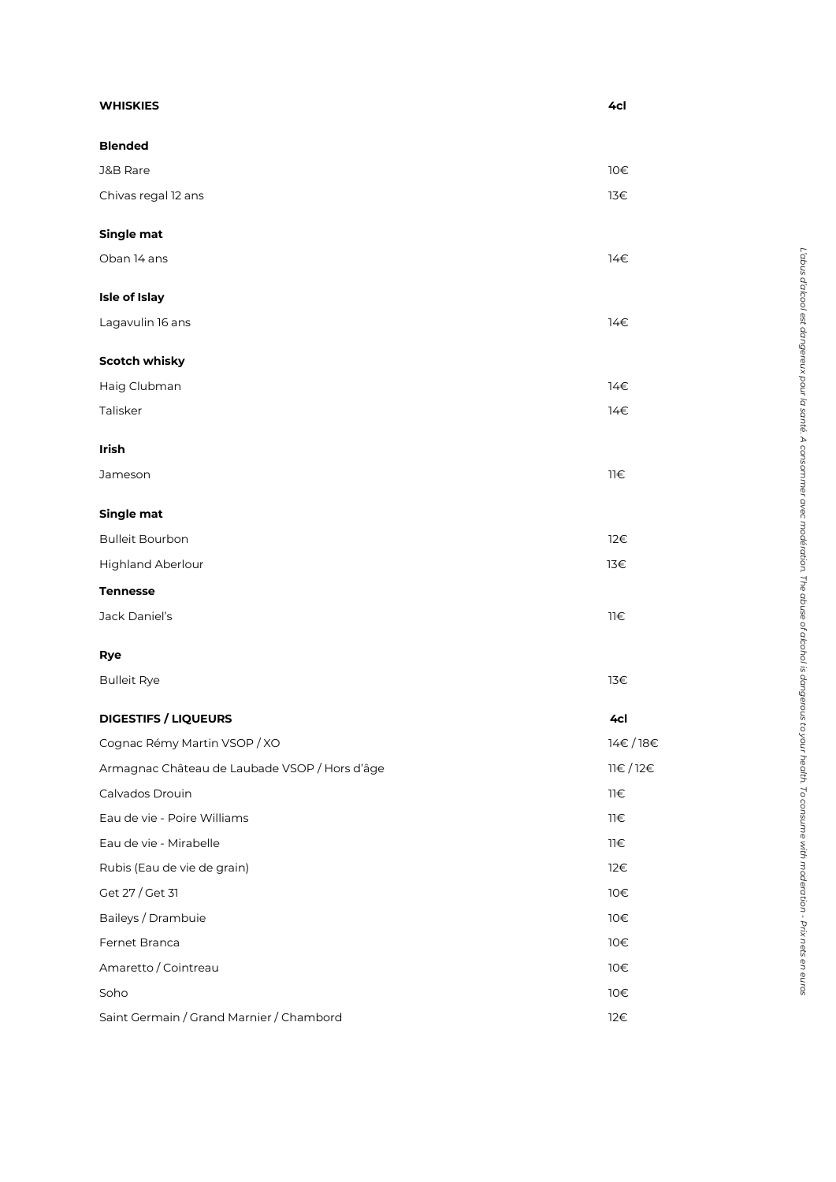| **WHISKIES** | **4cl** |
| --- | --- |
| **Blended** | |
| J&B Rare | 10€ |
| Chivas regal 12 ans | 13€ |
| **Single mat** | |
| Oban 14 ans | 14€ |
| **Isle of Islay** | |
| Lagavulin 16 ans | 14€ |
| **Scotch whisky** | |
| Haig Clubman | 14€ |
| Talisker | 14€ |
| **Irish** | |
| Jameson | 11€ |
| **Single mat** | |
| Bulleit Bourbon | 12€ |
| Highland Aberlour | 13€ |
| **Tennesse** | |
| Jack Daniel's | 11€ |
| **Rye** | |
| Bulleit Rye | 13€ |

| **DIGESTIFS / LIQUEURS** | **4cl** |
| --- | --- |
| Cognac Rémy Martin VSOP / XO | 14€ / 18€ |
| Armagnac Château de Laubade VSOP / Hors d'âge | 11€ / 12€ |
| Calvados Drouin | 11€ |
| Eau de vie - Poire Williams | 11€ |
| Eau de vie - Mirabelle | 11€ |
| Rubis (Eau de vie de grain) | 12€ |
| Get 27 / Get 31 | 10€ |
| Baileys / Drambuie | 10€ |
| Fernet Branca | 10€ |
| Amaretto / Cointreau | 10€ |
| Soho | 10€ |
| Saint Germain / Grand Marnier / Chambord | 12€ |

*L'abus d'alcool est dangereux pour la santé. A consommer avec modération. The abuse of alcohol is dangerous to your health. To consume with moderation - Prix nets en euros*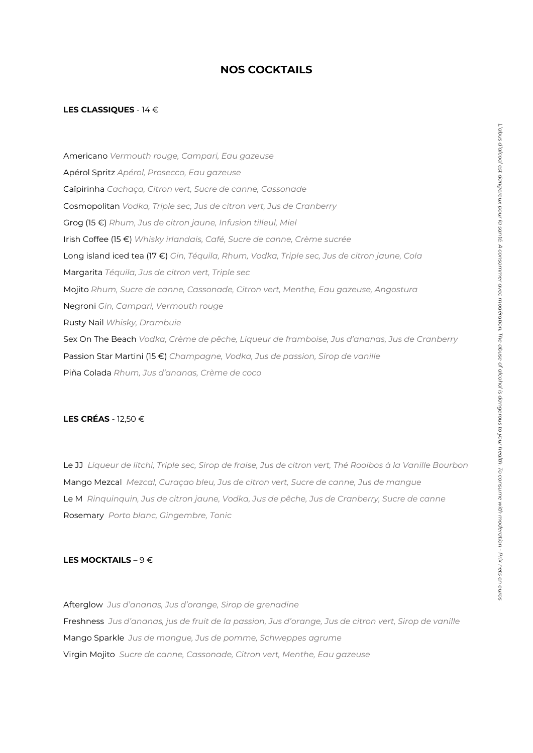# NOS COCKTAILS

**LES CLASSIQUES** - 14 €

Americano *Vermouth rouge, Campari, Eau gazeuse*

Apérol Spritz *Apérol, Prosecco, Eau gazeuse*

Caïpirinha *Cachaça, Citron vert, Sucre de canne, Cassonade*

Cosmopolitan *Vodka, Triple sec, Jus de citron vert, Jus de Cranberry*

Grog (15 €) *Rhum, Jus de citron jaune, Infusion tilleul, Miel*

Irish Coffee (15 €) *Whisky irlandais, Café, Sucre de canne, Crème sucrée*

Long island iced tea (17 €) *Gin, Téquila, Rhum, Vodka, Triple sec, Jus de citron jaune, Cola*

Margarita *Téquila, Jus de citron vert, Triple sec*

Mojito *Rhum, Sucre de canne, Cassonade, Citron vert, Menthe, Eau gazeuse, Angostura*

Negroni *Gin, Campari, Vermouth rouge*

Rusty Nail *Whisky, Drambuie*

Sex On The Beach *Vodka, Crème de pêche, Liqueur de framboise, Jus d'ananas, Jus de Cranberry*

Passion Star Martini (15 €) *Champagne, Vodka, Jus de passion, Sirop de vanille*

Piña Colada *Rhum, Jus d'ananas, Crème de coco*

**LES CRÉAS** - 12,50 €

Le JJ *Liqueur de litchi, Triple sec, Sirop de fraise, Jus de citron vert, Thé Rooibos à la Vanille Bourbon*

Mango Mezcal *Mezcal, Curaçao bleu, Jus de citron vert, Sucre de canne, Jus de mangue*

Le M *Rinquinquin, Jus de citron jaune, Vodka, Jus de pêche, Jus de Cranberry, Sucre de canne*

Rosemary *Porto blanc, Gingembre, Tonic*

**LES MOCKTAILS** – 9 €

Afterglow *Jus d'ananas, Jus d'orange, Sirop de grenadine*

Freshness *Jus d'ananas, jus de fruit de la passion, Jus d'orange, Jus de citron vert, Sirop de vanille*

Mango Sparkle *Jus de mangue, Jus de pomme, Schweppes agrume*

Virgin Mojito *Sucre de canne, Cassonade, Citron vert, Menthe, Eau gazeuse*

*L'abus d'alcool est dangereux pour la santé. A consommer avec modération. The abuse of alcohol is dangerous to your health. To consume with moderation - Prix nets en euros*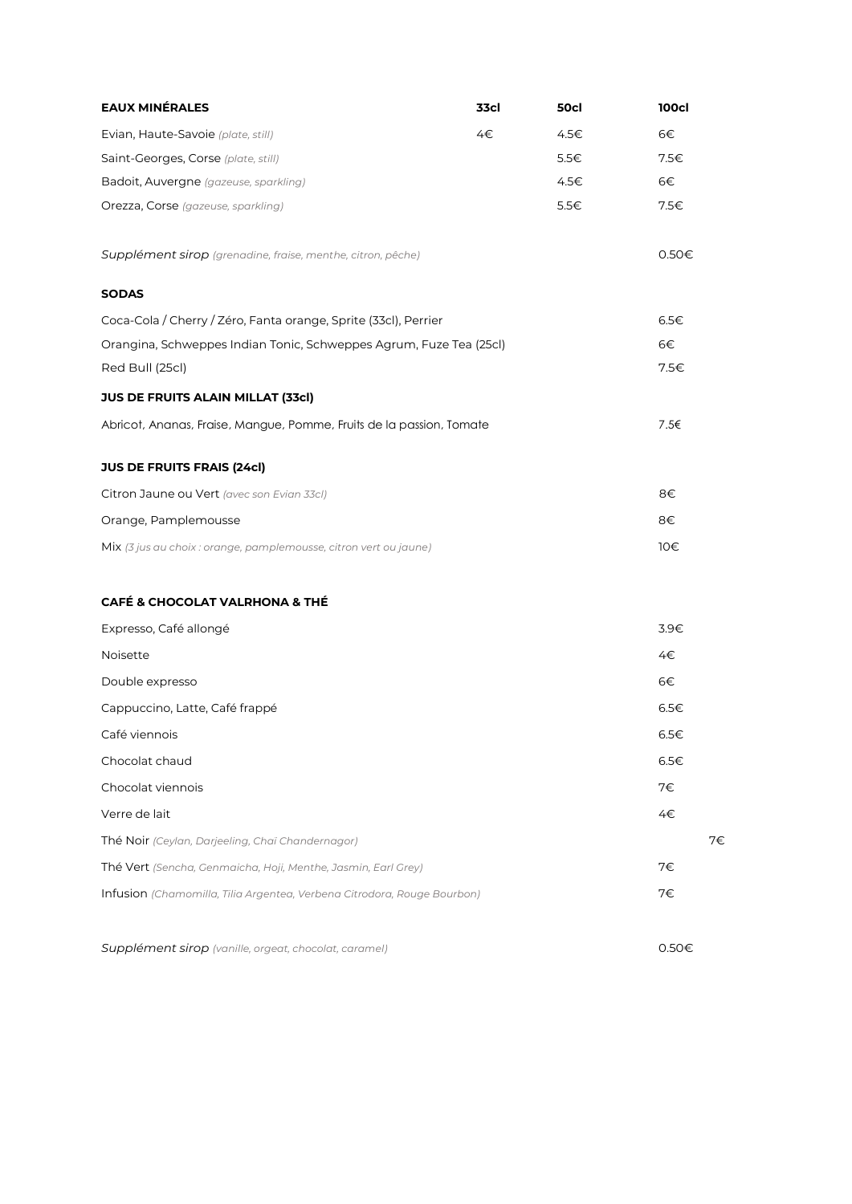| EAUX MINÉRALES | 33cl | 50cl | 100cl |
|---|---|---|---|
| Evian, Haute-Savoie *(plate, still)* | 4€ | 4.5€ | 6€ |
| Saint-Georges, Corse *(plate, still)* | | 5.5€ | 7.5€ |
| Badoit, Auvergne *(gazeuse, sparkling)* | | 4.5€ | 6€ |
| Orezza, Corse *(gazeuse, sparkling)* | | 5.5€ | 7.5€ |

*Supplément sirop* *(grenadine, fraise, menthe, citron, pêche)* 0.50€

**SODAS**

| | |
|---|---|
| Coca-Cola / Cherry / Zéro, Fanta orange, Sprite (33cl), Perrier | 6.5€ |
| Orangina, Schweppes Indian Tonic, Schweppes Agrum, Fuze Tea (25cl) | 6€ |
| Red Bull (25cl) | 7.5€ |

**JUS DE FRUITS ALAIN MILLAT (33cl)**

| | |
|---|---|
| Abricot, Ananas, Fraise, Mangue, Pomme, Fruits de la passion, Tomate | 7.5€ |

**JUS DE FRUITS FRAIS (24cl)**

| | |
|---|---|
| Citron Jaune ou Vert *(avec son Evian 33cl)* | 8€ |
| Orange, Pamplemousse | 8€ |
| Mix *(3 jus au choix : orange, pamplemousse, citron vert ou jaune)* | 10€ |

**CAFÉ & CHOCOLAT VALRHONA & THÉ**

| | |
|---|---|
| Expresso, Café allongé | 3.9€ |
| Noisette | 4€ |
| Double expresso | 6€ |
| Cappuccino, Latte, Café frappé | 6.5€ |
| Café viennois | 6.5€ |
| Chocolat chaud | 6.5€ |
| Chocolat viennois | 7€ |
| Verre de lait | 4€ |
| Thé Noir *(Ceylan, Darjeeling, Chaï Chandernagor)* | 7€ |
| Thé Vert *(Sencha, Genmaicha, Hoji, Menthe, Jasmin, Earl Grey)* | 7€ |
| Infusion *(Chamomilla, Tilia Argentea, Verbena Citrodora, Rouge Bourbon)* | 7€ |

*Supplément sirop* *(vanille, orgeat, chocolat, caramel)* 0.50€